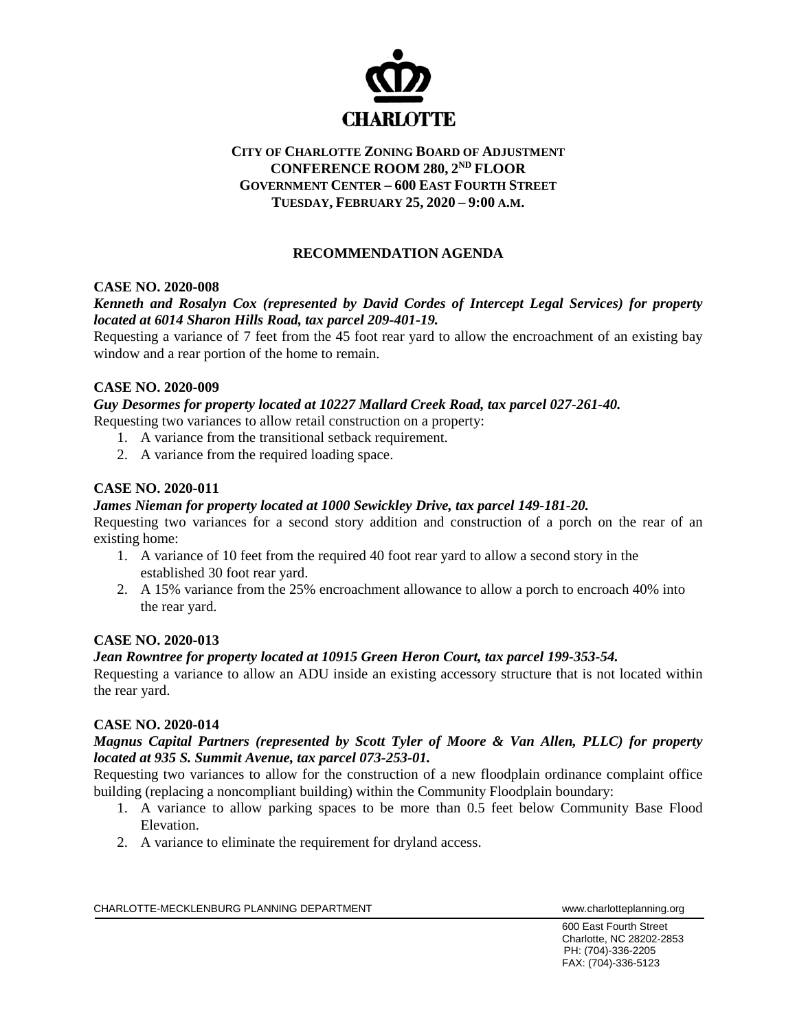CHARLOTTE

**CITY OF CHARLOTTE ZONING BOARD OF ADJUSTMENT**
**CONFERENCE ROOM 280, 2ND FLOOR**
**GOVERNMENT CENTER – 600 EAST FOURTH STREET**
**TUESDAY, FEBRUARY 25, 2020 – 9:00 A.M.**

## RECOMMENDATION AGENDA

### CASE NO. 2020-008

***Kenneth and Rosalyn Cox (represented by David Cordes of Intercept Legal Services) for property located at 6014 Sharon Hills Road, tax parcel 209-401-19.***

Requesting a variance of 7 feet from the 45 foot rear yard to allow the encroachment of an existing bay window and a rear portion of the home to remain.

### CASE NO. 2020-009

***Guy Desormes for property located at 10227 Mallard Creek Road, tax parcel 027-261-40.***

Requesting two variances to allow retail construction on a property:

1. A variance from the transitional setback requirement.
2. A variance from the required loading space.

### CASE NO. 2020-011

***James Nieman for property located at 1000 Sewickley Drive, tax parcel 149-181-20.***

Requesting two variances for a second story addition and construction of a porch on the rear of an existing home:

1. A variance of 10 feet from the required 40 foot rear yard to allow a second story in the established 30 foot rear yard.
2. A 15% variance from the 25% encroachment allowance to allow a porch to encroach 40% into the rear yard.

### CASE NO. 2020-013

***Jean Rowntree for property located at 10915 Green Heron Court, tax parcel 199-353-54.***

Requesting a variance to allow an ADU inside an existing accessory structure that is not located within the rear yard.

### CASE NO. 2020-014

***Magnus Capital Partners (represented by Scott Tyler of Moore & Van Allen, PLLC) for property located at 935 S. Summit Avenue, tax parcel 073-253-01.***

Requesting two variances to allow for the construction of a new floodplain ordinance complaint office building (replacing a noncompliant building) within the Community Floodplain boundary:

1. A variance to allow parking spaces to be more than 0.5 feet below Community Base Flood Elevation.
2. A variance to eliminate the requirement for dryland access.

CHARLOTTE-MECKLENBURG PLANNING DEPARTMENT www.charlotteplanning.org

600 East Fourth Street
Charlotte, NC 28202-2853
PH: (704)-336-2205
FAX: (704)-336-5123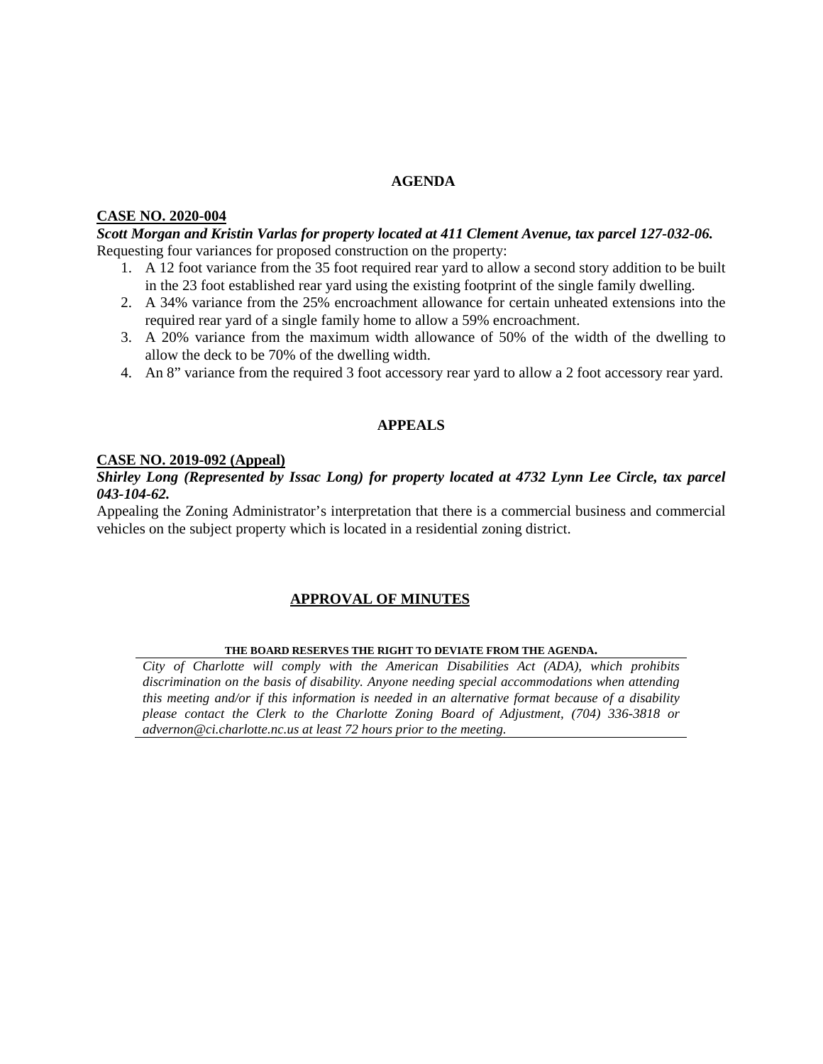## AGENDA

**CASE NO. 2020-004**

***Scott Morgan and Kristin Varlas for property located at 411 Clement Avenue, tax parcel 127-032-06.***
Requesting four variances for proposed construction on the property:

1. A 12 foot variance from the 35 foot required rear yard to allow a second story addition to be built in the 23 foot established rear yard using the existing footprint of the single family dwelling.
2. A 34% variance from the 25% encroachment allowance for certain unheated extensions into the required rear yard of a single family home to allow a 59% encroachment.
3. A 20% variance from the maximum width allowance of 50% of the width of the dwelling to allow the deck to be 70% of the dwelling width.
4. An 8" variance from the required 3 foot accessory rear yard to allow a 2 foot accessory rear yard.

## APPEALS

**CASE NO. 2019-092 (Appeal)**

***Shirley Long (Represented by Issac Long) for property located at 4732 Lynn Lee Circle, tax parcel 043-104-62.***
Appealing the Zoning Administrator's interpretation that there is a commercial business and commercial vehicles on the subject property which is located in a residential zoning district.

## APPROVAL OF MINUTES

**THE BOARD RESERVES THE RIGHT TO DEVIATE FROM THE AGENDA.**

*City of Charlotte will comply with the American Disabilities Act (ADA), which prohibits discrimination on the basis of disability. Anyone needing special accommodations when attending this meeting and/or if this information is needed in an alternative format because of a disability please contact the Clerk to the Charlotte Zoning Board of Adjustment, (704) 336-3818 or advernon@ci.charlotte.nc.us at least 72 hours prior to the meeting.*